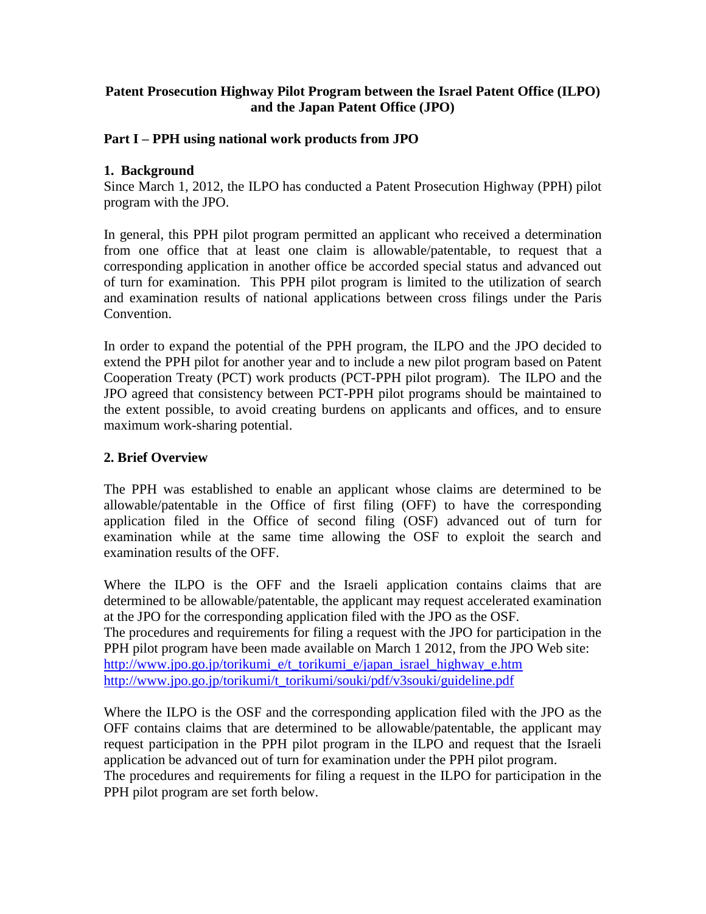# Patent Prosecution Highway Pilot Program between the Israel Patent Office (ILPO) and the Japan Patent Office (JPO)

## Part I – PPH using national work products from JPO

### 1. Background

Since March 1, 2012, the ILPO has conducted a Patent Prosecution Highway (PPH) pilot program with the JPO.

In general, this PPH pilot program permitted an applicant who received a determination from one office that at least one claim is allowable/patentable, to request that a corresponding application in another office be accorded special status and advanced out of turn for examination. This PPH pilot program is limited to the utilization of search and examination results of national applications between cross filings under the Paris Convention.

In order to expand the potential of the PPH program, the ILPO and the JPO decided to extend the PPH pilot for another year and to include a new pilot program based on Patent Cooperation Treaty (PCT) work products (PCT-PPH pilot program). The ILPO and the JPO agreed that consistency between PCT-PPH pilot programs should be maintained to the extent possible, to avoid creating burdens on applicants and offices, and to ensure maximum work-sharing potential.

### 2. Brief Overview

The PPH was established to enable an applicant whose claims are determined to be allowable/patentable in the Office of first filing (OFF) to have the corresponding application filed in the Office of second filing (OSF) advanced out of turn for examination while at the same time allowing the OSF to exploit the search and examination results of the OFF.

Where the ILPO is the OFF and the Israeli application contains claims that are determined to be allowable/patentable, the applicant may request accelerated examination at the JPO for the corresponding application filed with the JPO as the OSF.
The procedures and requirements for filing a request with the JPO for participation in the PPH pilot program have been made available on March 1 2012, from the JPO Web site:
http://www.jpo.go.jp/torikumi_e/t_torikumi_e/japan_israel_highway_e.htm
http://www.jpo.go.jp/torikumi/t_torikumi/souki/pdf/v3souki/guideline.pdf

Where the ILPO is the OSF and the corresponding application filed with the JPO as the OFF contains claims that are determined to be allowable/patentable, the applicant may request participation in the PPH pilot program in the ILPO and request that the Israeli application be advanced out of turn for examination under the PPH pilot program.
The procedures and requirements for filing a request in the ILPO for participation in the PPH pilot program are set forth below.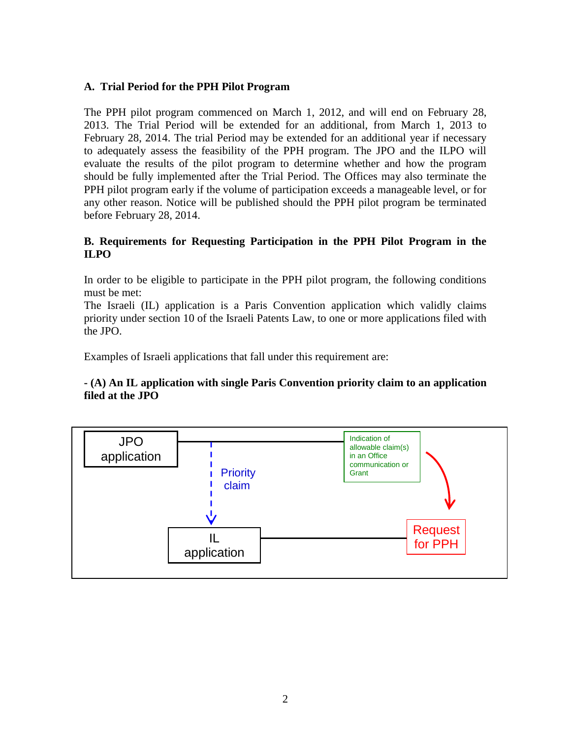### A. Trial Period for the PPH Pilot Program

The PPH pilot program commenced on March 1, 2012, and will end on February 28, 2013. The Trial Period will be extended for an additional, from March 1, 2013 to February 28, 2014. The trial Period may be extended for an additional year if necessary to adequately assess the feasibility of the PPH program. The JPO and the ILPO will evaluate the results of the pilot program to determine whether and how the program should be fully implemented after the Trial Period. The Offices may also terminate the PPH pilot program early if the volume of participation exceeds a manageable level, or for any other reason. Notice will be published should the PPH pilot program be terminated before February 28, 2014.

### B. Requirements for Requesting Participation in the PPH Pilot Program in the ILPO

In order to be eligible to participate in the PPH pilot program, the following conditions must be met:
The Israeli (IL) application is a Paris Convention application which validly claims priority under section 10 of the Israeli Patents Law, to one or more applications filed with the JPO.

Examples of Israeli applications that fall under this requirement are:

**- (A) An IL application with single Paris Convention priority claim to an application filed at the JPO**

JPO application — Priority claim → IL application

Indication of allowable claim(s) in an Office communication or Grant → Request for PPH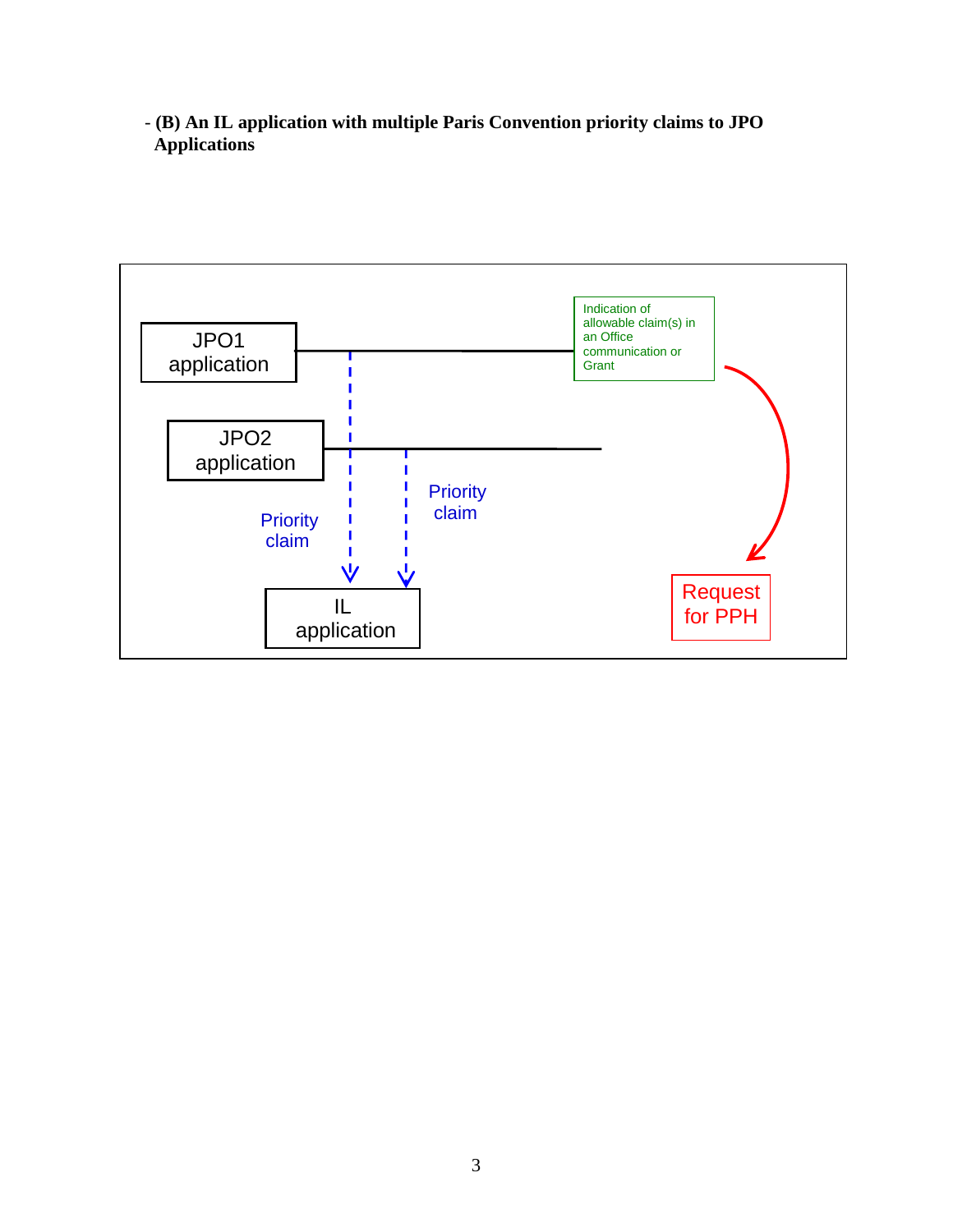- **(B) An IL application with multiple Paris Convention priority claims to JPO Applications**

JPO1 application

Indication of allowable claim(s) in an Office communication or Grant

JPO2 application

Priority claim

Priority claim

IL application

Request for PPH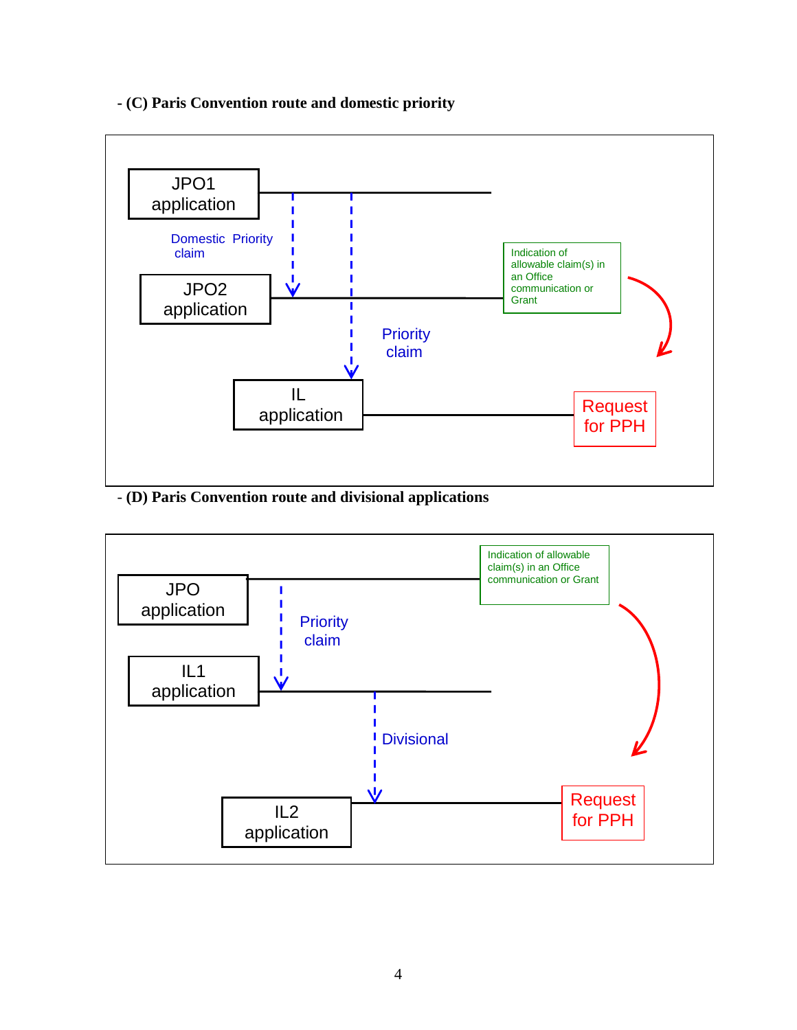- **(C) Paris Convention route and domestic priority**

JPO1 application

Domestic Priority claim

JPO2 application

Indication of allowable claim(s) in an Office communication or Grant

Priority claim

IL application

Request for PPH

- **(D) Paris Convention route and divisional applications**

Indication of allowable claim(s) in an Office communication or Grant

JPO application

Priority claim

IL1 application

Divisional

IL2 application

Request for PPH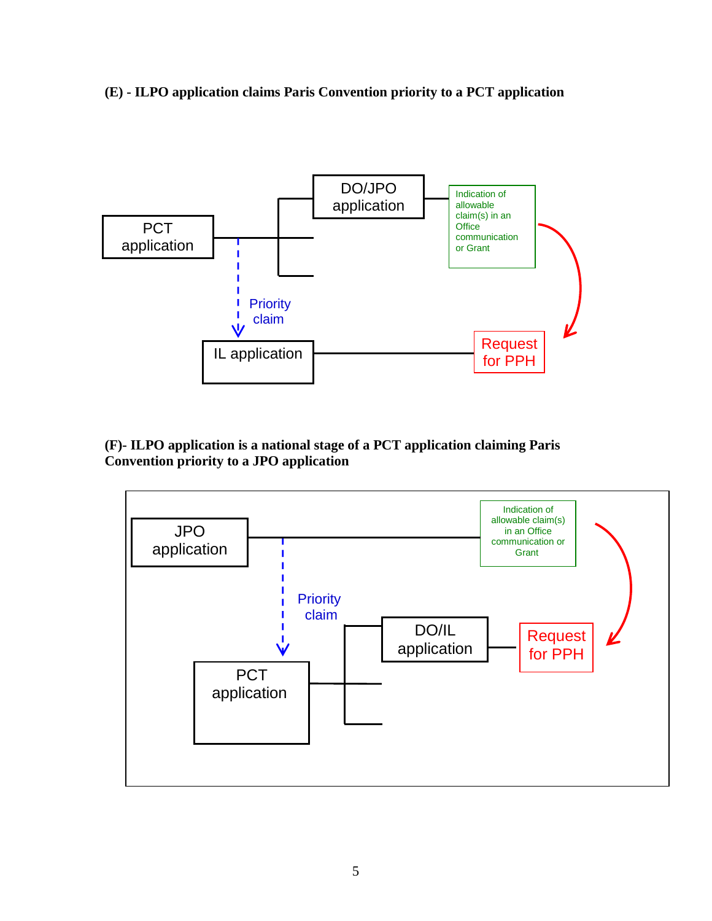**(E) - ILPO application claims Paris Convention priority to a PCT application**

PCT application

DO/JPO application

Indication of allowable claim(s) in an Office communication or Grant

Priority claim

IL application

Request for PPH

**(F)- ILPO application is a national stage of a PCT application claiming Paris Convention priority to a JPO application**

JPO application

Indication of allowable claim(s) in an Office communication or Grant

Priority claim

DO/IL application

Request for PPH

PCT application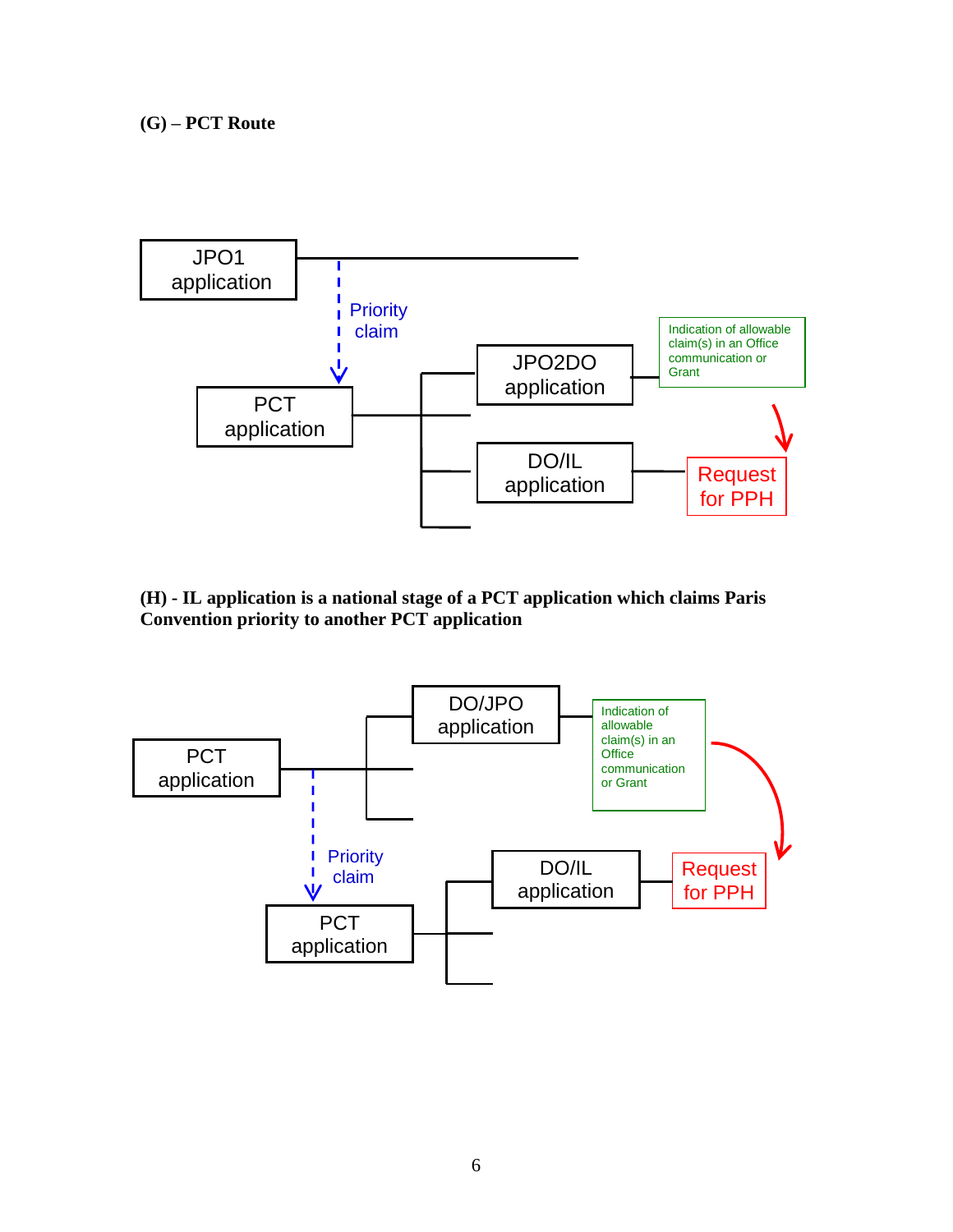**(G) – PCT Route**

JPO1 application

Priority claim

PCT application

JPO2DO application

Indication of allowable claim(s) in an Office communication or Grant

DO/IL application

Request for PPH

**(H) - IL application is a national stage of a PCT application which claims Paris Convention priority to another PCT application**

DO/JPO application

Indication of allowable claim(s) in an Office communication or Grant

PCT application

Priority claim

DO/IL application

Request for PPH

PCT application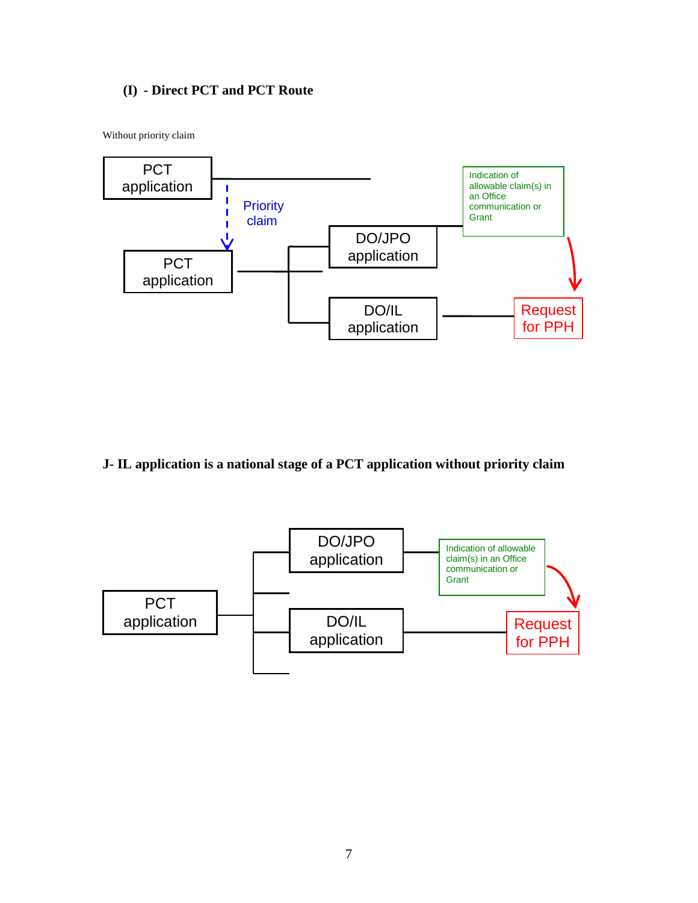### (I) - Direct PCT and PCT Route

Without priority claim

PCT application

Priority claim

PCT application

DO/JPO application

DO/IL application

Indication of allowable claim(s) in an Office communication or Grant

Request for PPH

**J- IL application is a national stage of a PCT application without priority claim**

PCT application

DO/JPO application

DO/IL application

Indication of allowable claim(s) in an Office communication or Grant

Request for PPH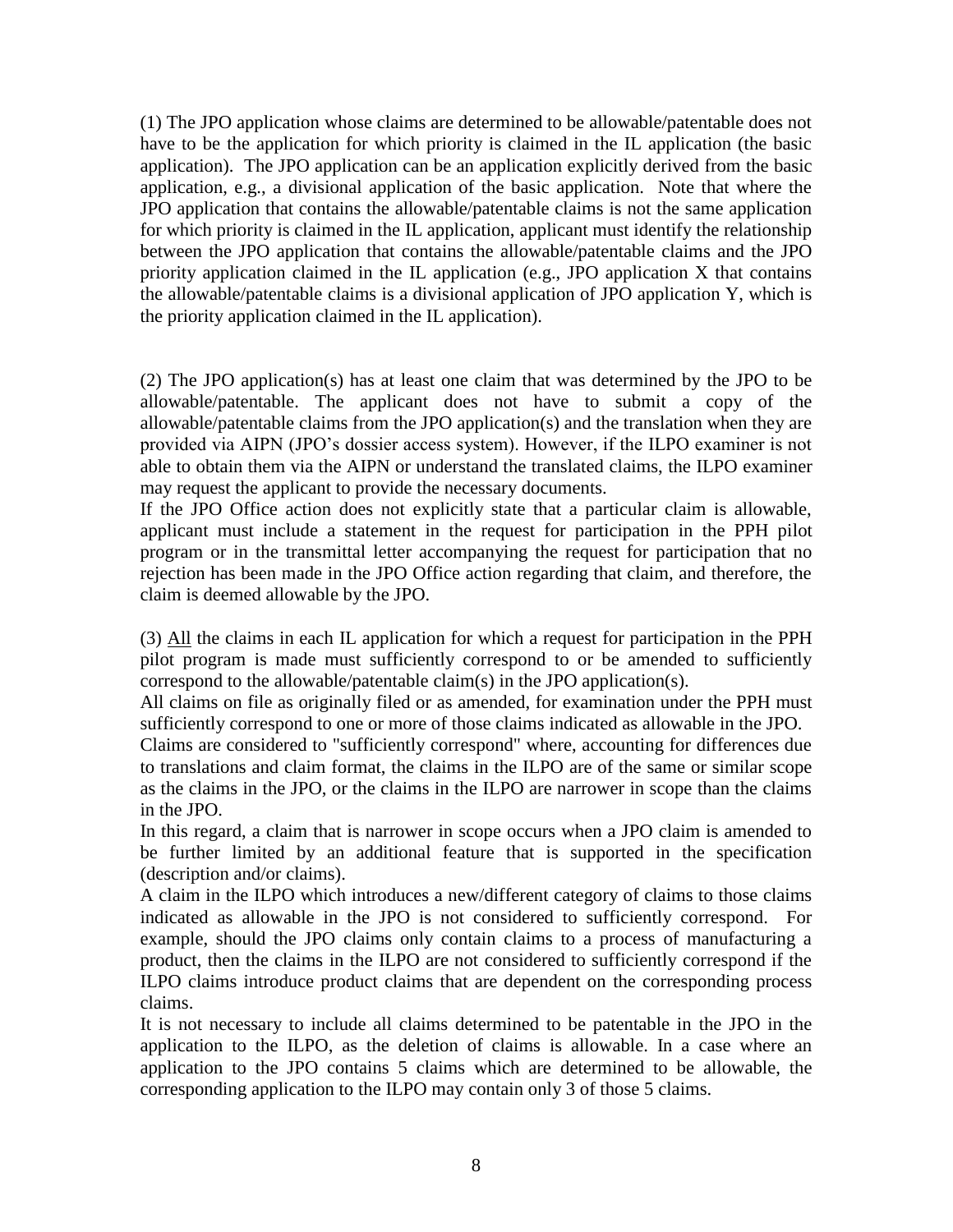(1) The JPO application whose claims are determined to be allowable/patentable does not have to be the application for which priority is claimed in the IL application (the basic application). The JPO application can be an application explicitly derived from the basic application, e.g., a divisional application of the basic application. Note that where the JPO application that contains the allowable/patentable claims is not the same application for which priority is claimed in the IL application, applicant must identify the relationship between the JPO application that contains the allowable/patentable claims and the JPO priority application claimed in the IL application (e.g., JPO application X that contains the allowable/patentable claims is a divisional application of JPO application Y, which is the priority application claimed in the IL application).

(2) The JPO application(s) has at least one claim that was determined by the JPO to be allowable/patentable. The applicant does not have to submit a copy of the allowable/patentable claims from the JPO application(s) and the translation when they are provided via AIPN (JPO's dossier access system). However, if the ILPO examiner is not able to obtain them via the AIPN or understand the translated claims, the ILPO examiner may request the applicant to provide the necessary documents.

If the JPO Office action does not explicitly state that a particular claim is allowable, applicant must include a statement in the request for participation in the PPH pilot program or in the transmittal letter accompanying the request for participation that no rejection has been made in the JPO Office action regarding that claim, and therefore, the claim is deemed allowable by the JPO.

(3) <u>All</u> the claims in each IL application for which a request for participation in the PPH pilot program is made must sufficiently correspond to or be amended to sufficiently correspond to the allowable/patentable claim(s) in the JPO application(s).

All claims on file as originally filed or as amended, for examination under the PPH must sufficiently correspond to one or more of those claims indicated as allowable in the JPO.

Claims are considered to "sufficiently correspond" where, accounting for differences due to translations and claim format, the claims in the ILPO are of the same or similar scope as the claims in the JPO, or the claims in the ILPO are narrower in scope than the claims in the JPO.

In this regard, a claim that is narrower in scope occurs when a JPO claim is amended to be further limited by an additional feature that is supported in the specification (description and/or claims).

A claim in the ILPO which introduces a new/different category of claims to those claims indicated as allowable in the JPO is not considered to sufficiently correspond. For example, should the JPO claims only contain claims to a process of manufacturing a product, then the claims in the ILPO are not considered to sufficiently correspond if the ILPO claims introduce product claims that are dependent on the corresponding process claims.

It is not necessary to include all claims determined to be patentable in the JPO in the application to the ILPO, as the deletion of claims is allowable. In a case where an application to the JPO contains 5 claims which are determined to be allowable, the corresponding application to the ILPO may contain only 3 of those 5 claims.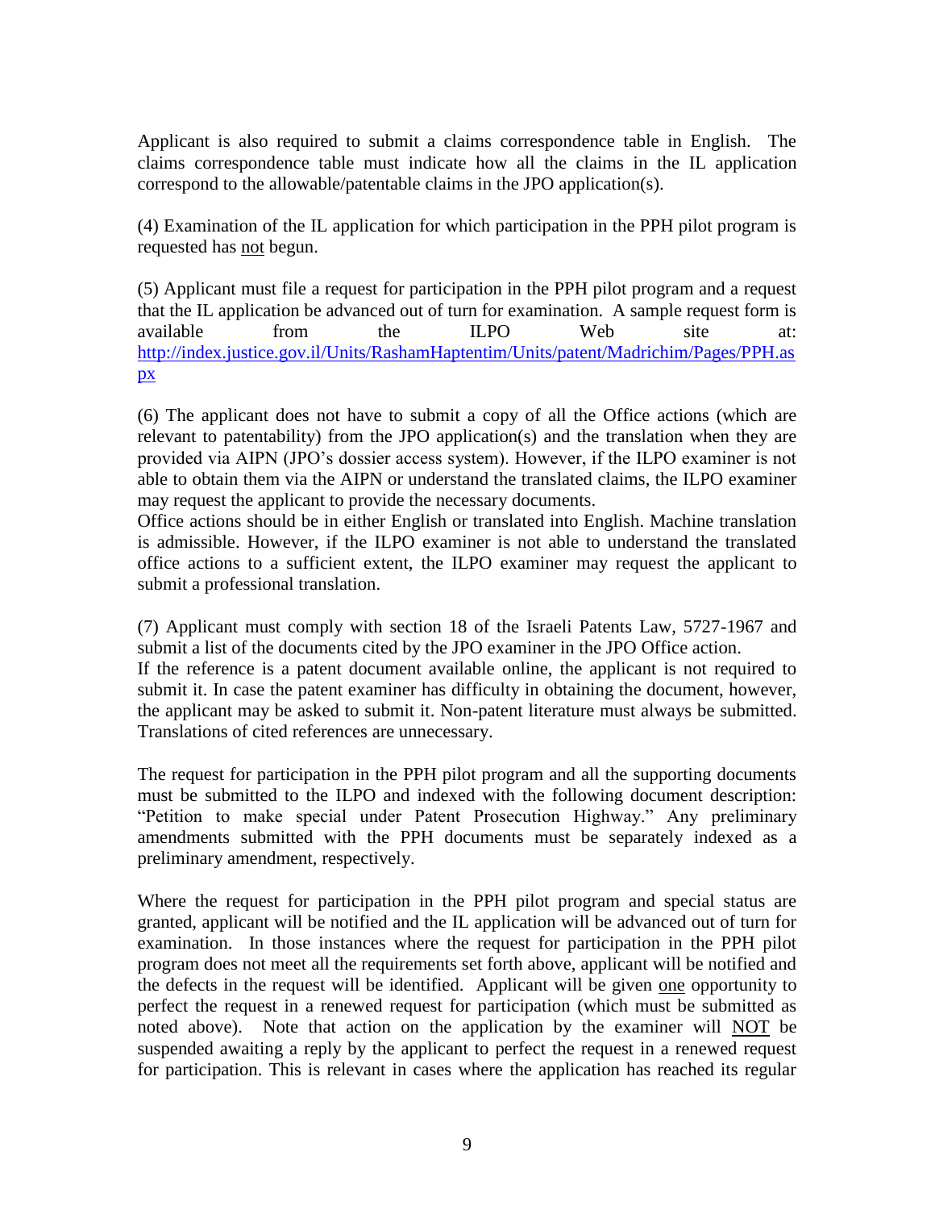Applicant is also required to submit a claims correspondence table in English. The claims correspondence table must indicate how all the claims in the IL application correspond to the allowable/patentable claims in the JPO application(s).

(4) Examination of the IL application for which participation in the PPH pilot program is requested has not begun.

(5) Applicant must file a request for participation in the PPH pilot program and a request that the IL application be advanced out of turn for examination. A sample request form is available from the ILPO Web site at: http://index.justice.gov.il/Units/RashamHaptentim/Units/patent/Madrichim/Pages/PPH.aspx

(6) The applicant does not have to submit a copy of all the Office actions (which are relevant to patentability) from the JPO application(s) and the translation when they are provided via AIPN (JPO's dossier access system). However, if the ILPO examiner is not able to obtain them via the AIPN or understand the translated claims, the ILPO examiner may request the applicant to provide the necessary documents.
Office actions should be in either English or translated into English. Machine translation is admissible. However, if the ILPO examiner is not able to understand the translated office actions to a sufficient extent, the ILPO examiner may request the applicant to submit a professional translation.

(7) Applicant must comply with section 18 of the Israeli Patents Law, 5727-1967 and submit a list of the documents cited by the JPO examiner in the JPO Office action.
If the reference is a patent document available online, the applicant is not required to submit it. In case the patent examiner has difficulty in obtaining the document, however, the applicant may be asked to submit it. Non-patent literature must always be submitted. Translations of cited references are unnecessary.

The request for participation in the PPH pilot program and all the supporting documents must be submitted to the ILPO and indexed with the following document description: "Petition to make special under Patent Prosecution Highway." Any preliminary amendments submitted with the PPH documents must be separately indexed as a preliminary amendment, respectively.

Where the request for participation in the PPH pilot program and special status are granted, applicant will be notified and the IL application will be advanced out of turn for examination. In those instances where the request for participation in the PPH pilot program does not meet all the requirements set forth above, applicant will be notified and the defects in the request will be identified. Applicant will be given one opportunity to perfect the request in a renewed request for participation (which must be submitted as noted above). Note that action on the application by the examiner will NOT be suspended awaiting a reply by the applicant to perfect the request in a renewed request for participation. This is relevant in cases where the application has reached its regular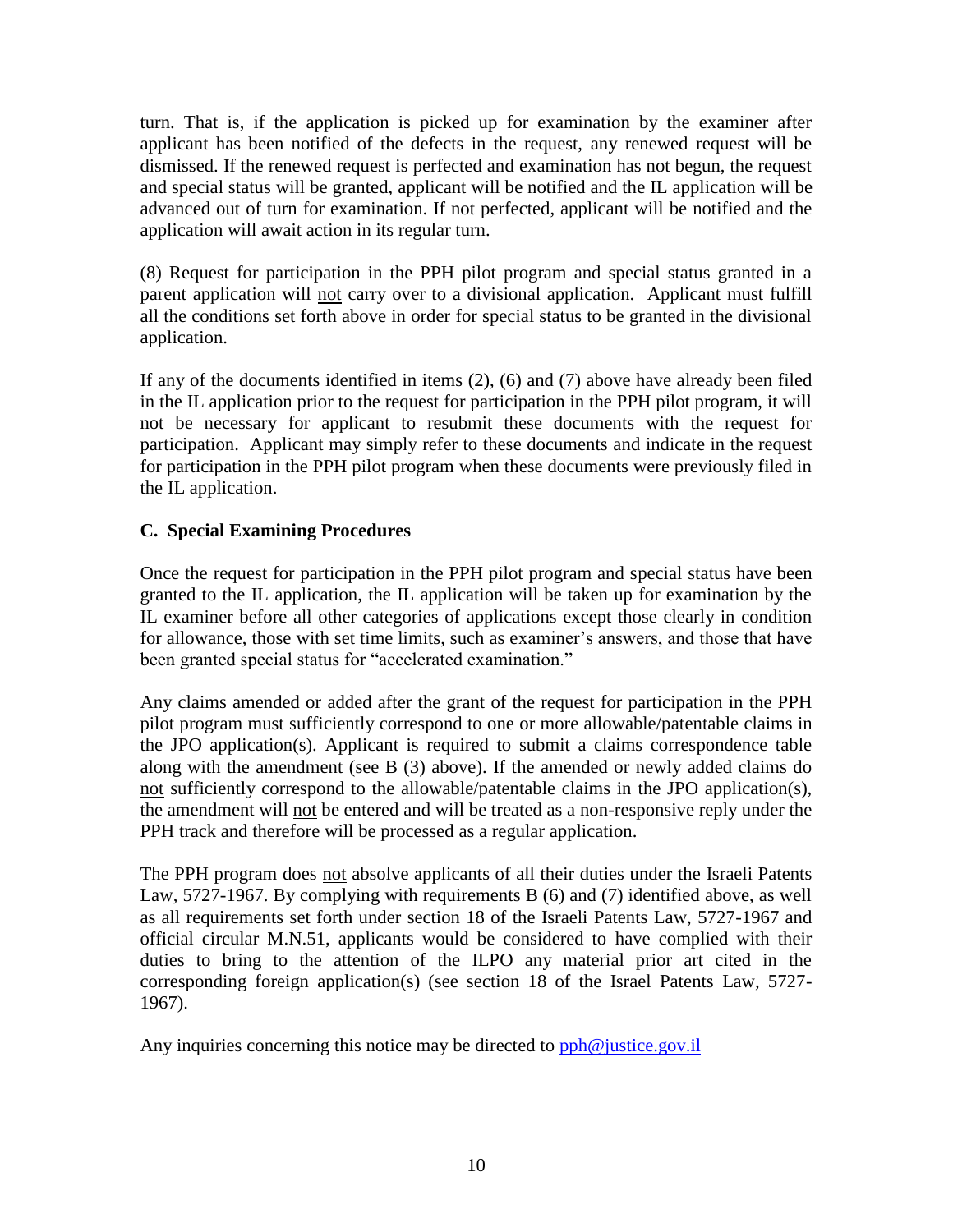turn. That is, if the application is picked up for examination by the examiner after applicant has been notified of the defects in the request, any renewed request will be dismissed. If the renewed request is perfected and examination has not begun, the request and special status will be granted, applicant will be notified and the IL application will be advanced out of turn for examination. If not perfected, applicant will be notified and the application will await action in its regular turn.

(8) Request for participation in the PPH pilot program and special status granted in a parent application will not carry over to a divisional application. Applicant must fulfill all the conditions set forth above in order for special status to be granted in the divisional application.

If any of the documents identified in items (2), (6) and (7) above have already been filed in the IL application prior to the request for participation in the PPH pilot program, it will not be necessary for applicant to resubmit these documents with the request for participation. Applicant may simply refer to these documents and indicate in the request for participation in the PPH pilot program when these documents were previously filed in the IL application.

### C. Special Examining Procedures

Once the request for participation in the PPH pilot program and special status have been granted to the IL application, the IL application will be taken up for examination by the IL examiner before all other categories of applications except those clearly in condition for allowance, those with set time limits, such as examiner's answers, and those that have been granted special status for "accelerated examination."

Any claims amended or added after the grant of the request for participation in the PPH pilot program must sufficiently correspond to one or more allowable/patentable claims in the JPO application(s). Applicant is required to submit a claims correspondence table along with the amendment (see B (3) above). If the amended or newly added claims do not sufficiently correspond to the allowable/patentable claims in the JPO application(s), the amendment will not be entered and will be treated as a non-responsive reply under the PPH track and therefore will be processed as a regular application.

The PPH program does not absolve applicants of all their duties under the Israeli Patents Law, 5727-1967. By complying with requirements B (6) and (7) identified above, as well as all requirements set forth under section 18 of the Israeli Patents Law, 5727-1967 and official circular M.N.51, applicants would be considered to have complied with their duties to bring to the attention of the ILPO any material prior art cited in the corresponding foreign application(s) (see section 18 of the Israel Patents Law, 5727-1967).

Any inquiries concerning this notice may be directed to pph@justice.gov.il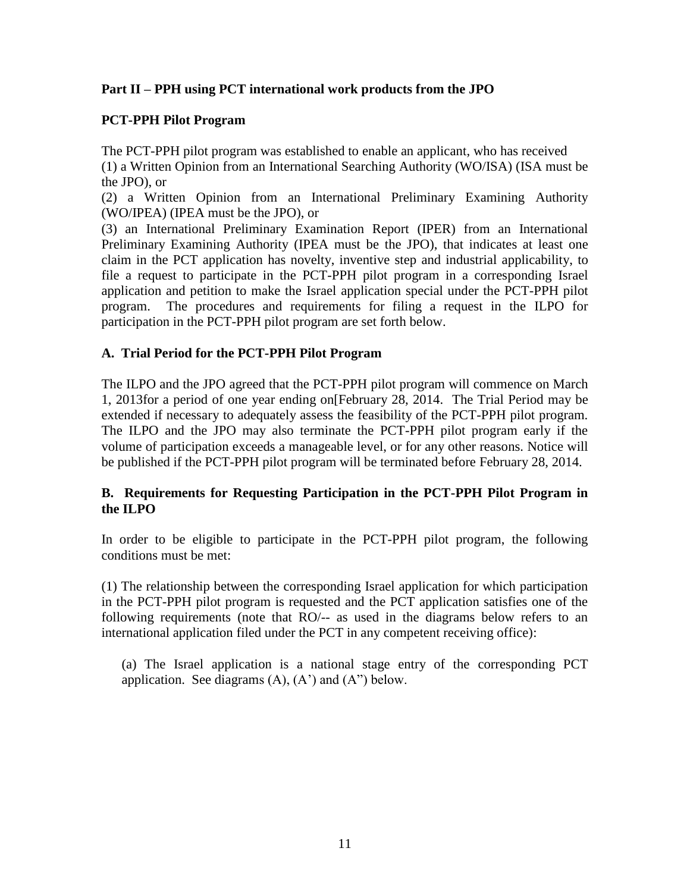## Part II – PPH using PCT international work products from the JPO

### PCT-PPH Pilot Program

The PCT-PPH pilot program was established to enable an applicant, who has received
(1) a Written Opinion from an International Searching Authority (WO/ISA) (ISA must be the JPO), or
(2) a Written Opinion from an International Preliminary Examining Authority (WO/IPEA) (IPEA must be the JPO), or
(3) an International Preliminary Examination Report (IPER) from an International Preliminary Examining Authority (IPEA must be the JPO), that indicates at least one claim in the PCT application has novelty, inventive step and industrial applicability, to file a request to participate in the PCT-PPH pilot program in a corresponding Israel application and petition to make the Israel application special under the PCT-PPH pilot program. The procedures and requirements for filing a request in the ILPO for participation in the PCT-PPH pilot program are set forth below.

### A. Trial Period for the PCT-PPH Pilot Program

The ILPO and the JPO agreed that the PCT-PPH pilot program will commence on March 1, 2013for a period of one year ending on[February 28, 2014. The Trial Period may be extended if necessary to adequately assess the feasibility of the PCT-PPH pilot program. The ILPO and the JPO may also terminate the PCT-PPH pilot program early if the volume of participation exceeds a manageable level, or for any other reasons. Notice will be published if the PCT-PPH pilot program will be terminated before February 28, 2014.

### B. Requirements for Requesting Participation in the PCT-PPH Pilot Program in the ILPO

In order to be eligible to participate in the PCT-PPH pilot program, the following conditions must be met:

(1) The relationship between the corresponding Israel application for which participation in the PCT-PPH pilot program is requested and the PCT application satisfies one of the following requirements (note that RO/-- as used in the diagrams below refers to an international application filed under the PCT in any competent receiving office):

(a) The Israel application is a national stage entry of the corresponding PCT application. See diagrams (A), (A') and (A") below.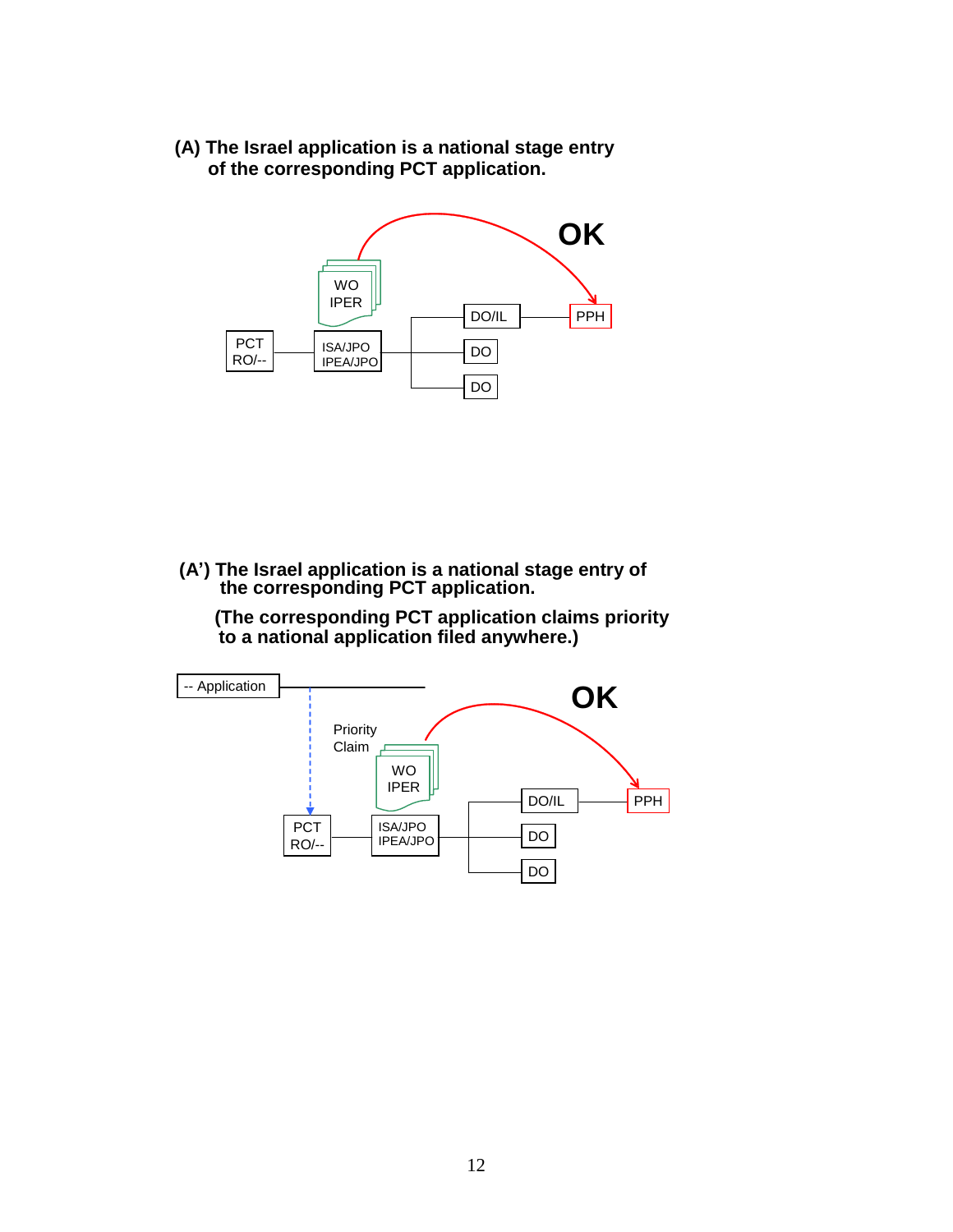**(A) The Israel application is a national stage entry of the corresponding PCT application.**

OK

WO
IPER

PCT
RO/--

ISA/JPO
IPEA/JPO

DO/IL

PPH

DO

DO

**(A') The Israel application is a national stage entry of the corresponding PCT application.**

**(The corresponding PCT application claims priority to a national application filed anywhere.)**

-- Application

OK

Priority
Claim

WO
IPER

PCT
RO/--

ISA/JPO
IPEA/JPO

DO/IL

PPH

DO

DO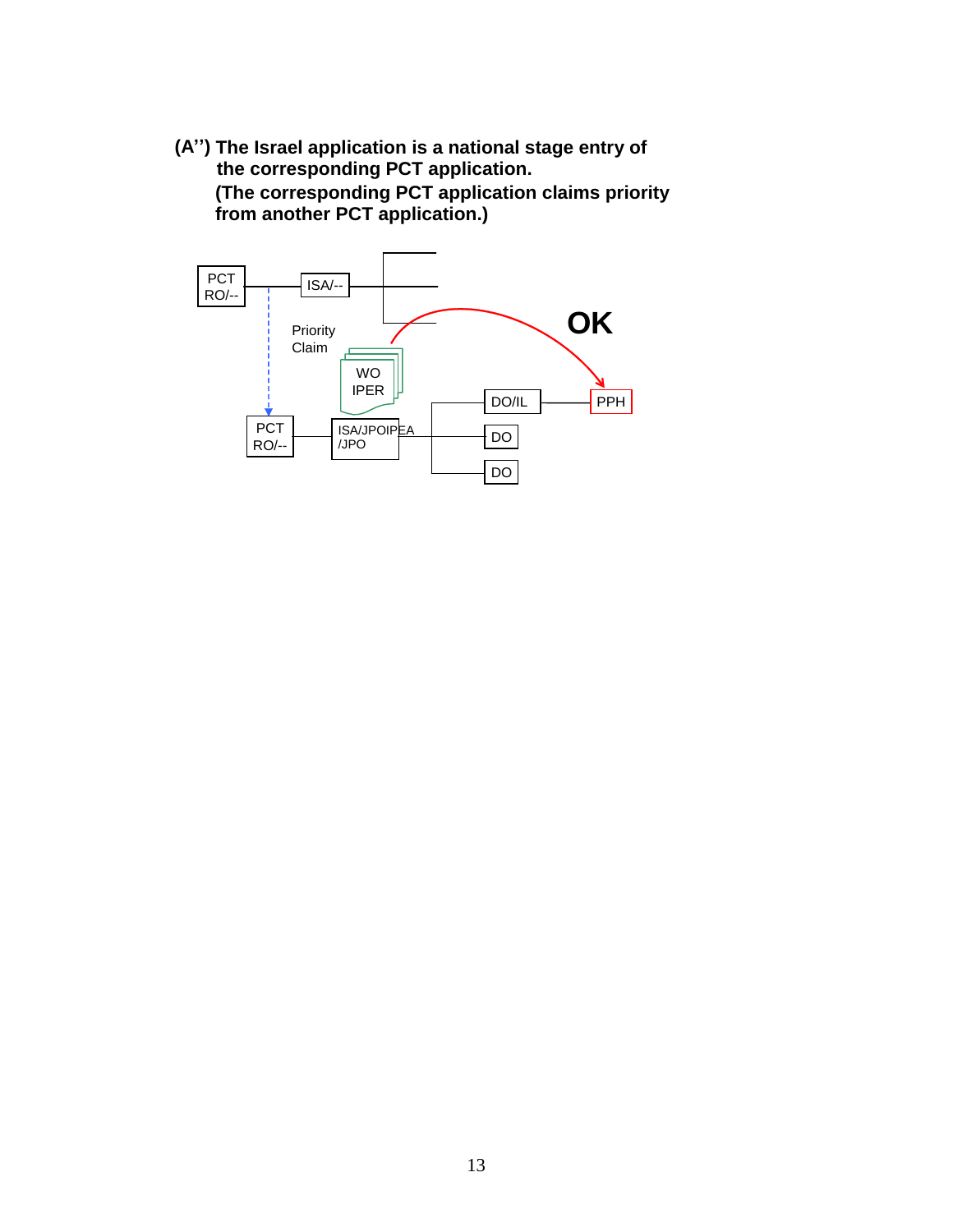**(A'') The Israel application is a national stage entry of the corresponding PCT application.**
**(The corresponding PCT application claims priority from another PCT application.)**

PCT RO/--

ISA/--

Priority Claim

WO IPER

OK

PCT RO/--

ISA/JPOIPEA /JPO

DO/IL

PPH

DO

DO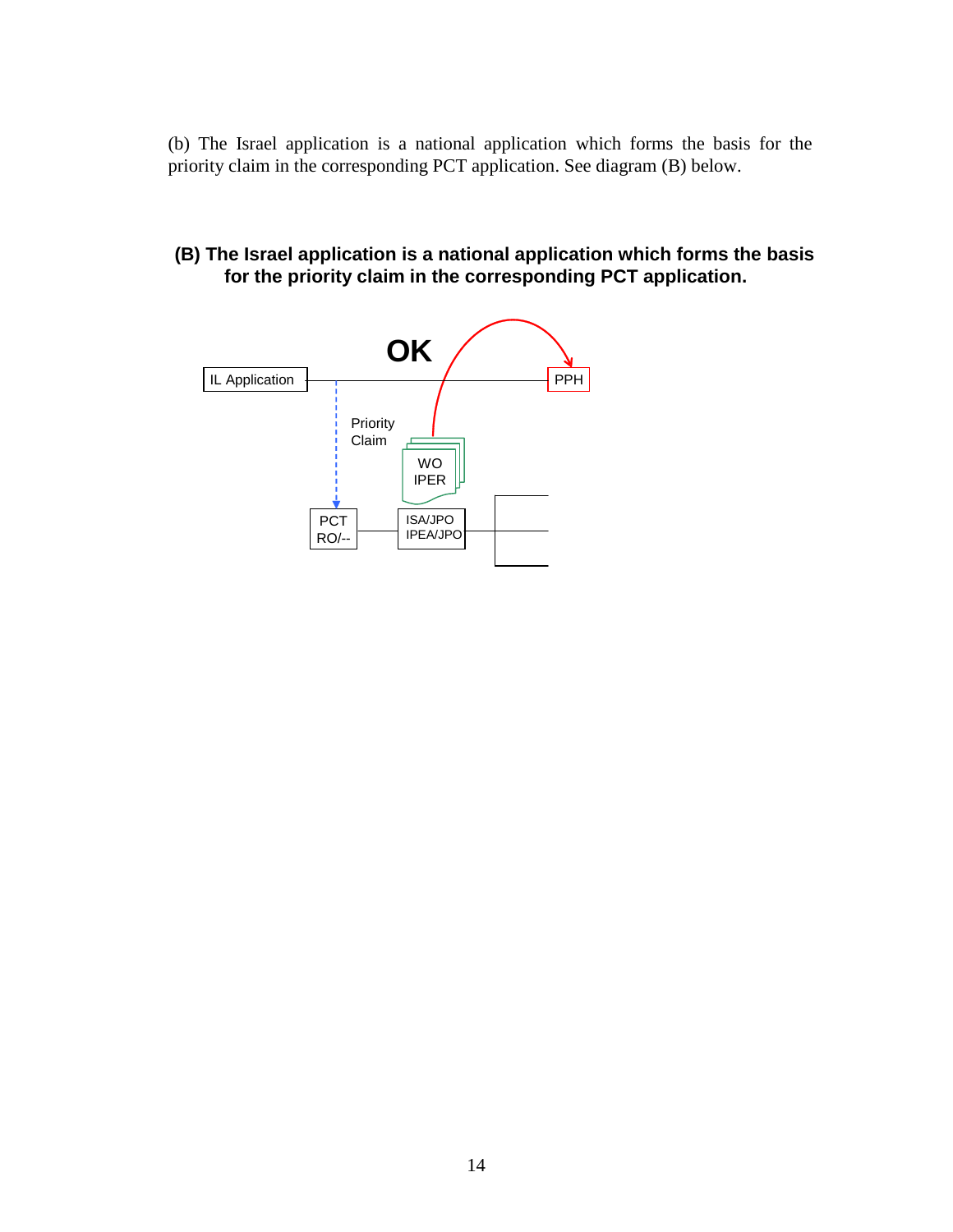(b) The Israel application is a national application which forms the basis for the priority claim in the corresponding PCT application. See diagram (B) below.

**(B) The Israel application is a national application which forms the basis for the priority claim in the corresponding PCT application.**

OK

IL Application

PPH

Priority Claim

WO IPER

PCT RO/--

ISA/JPO IPEA/JPO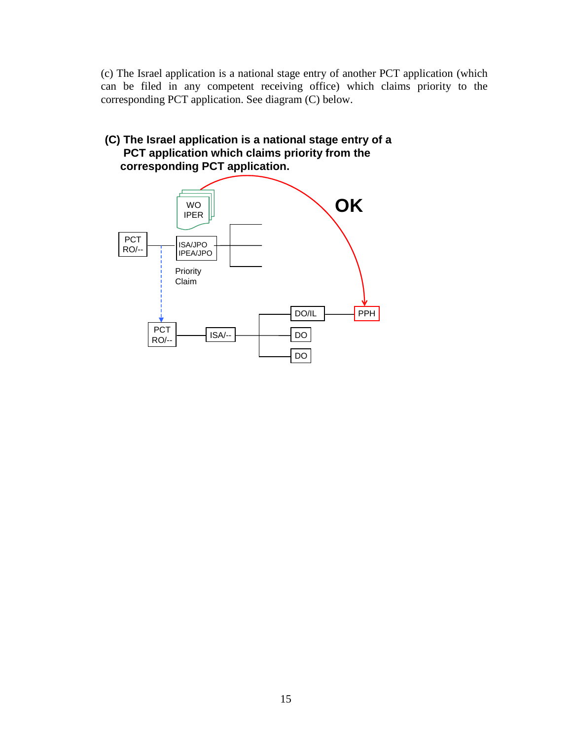(c) The Israel application is a national stage entry of another PCT application (which can be filed in any competent receiving office) which claims priority to the corresponding PCT application. See diagram (C) below.

**(C) The Israel application is a national stage entry of a PCT application which claims priority from the corresponding PCT application.**

WO
IPER

OK

PCT
RO/--

ISA/JPO
IPEA/JPO

Priority
Claim

DO/IL

PPH

PCT
RO/--

ISA/--

DO

DO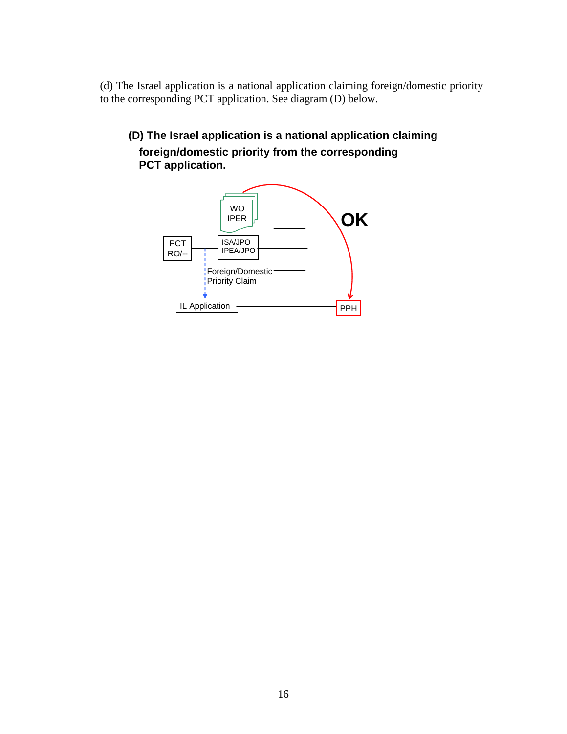(d) The Israel application is a national application claiming foreign/domestic priority to the corresponding PCT application. See diagram (D) below.

**(D) The Israel application is a national application claiming foreign/domestic priority from the corresponding PCT application.**

WO
IPER

OK

PCT
RO/--

ISA/JPO
IPEA/JPO

Foreign/Domestic
Priority Claim

IL Application

PPH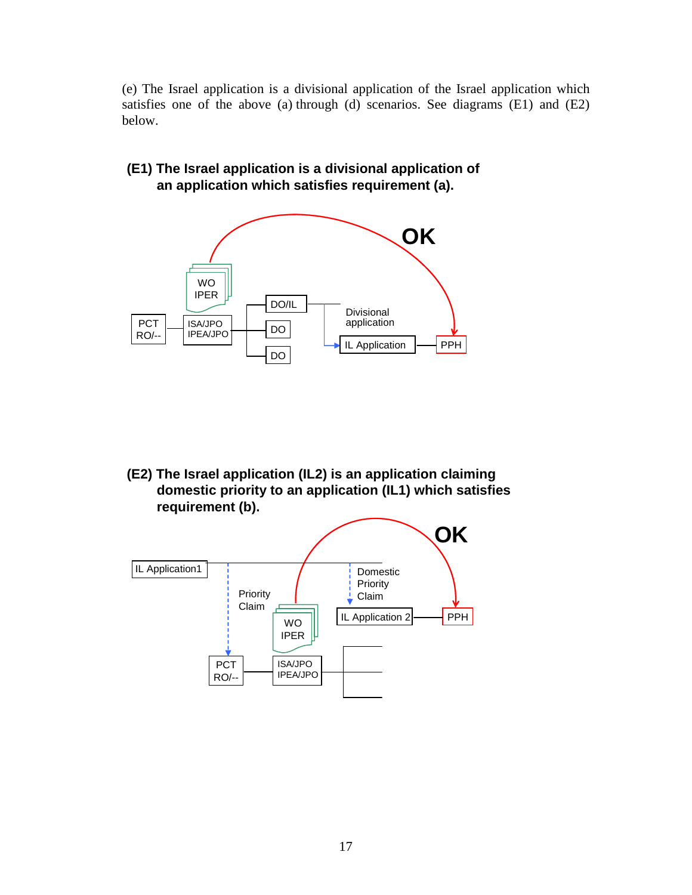(e) The Israel application is a divisional application of the Israel application which satisfies one of the above (a) through (d) scenarios. See diagrams (E1) and (E2) below.

**(E1) The Israel application is a divisional application of an application which satisfies requirement (a).**

OK

WO IPER

PCT RO/--

ISA/JPO IPEA/JPO

DO/IL

DO

DO

Divisional application

IL Application

PPH

**(E2) The Israel application (IL2) is an application claiming domestic priority to an application (IL1) which satisfies requirement (b).**

OK

IL Application1

Priority Claim

Domestic Priority Claim

IL Application 2

PPH

WO IPER

PCT RO/--

ISA/JPO IPEA/JPO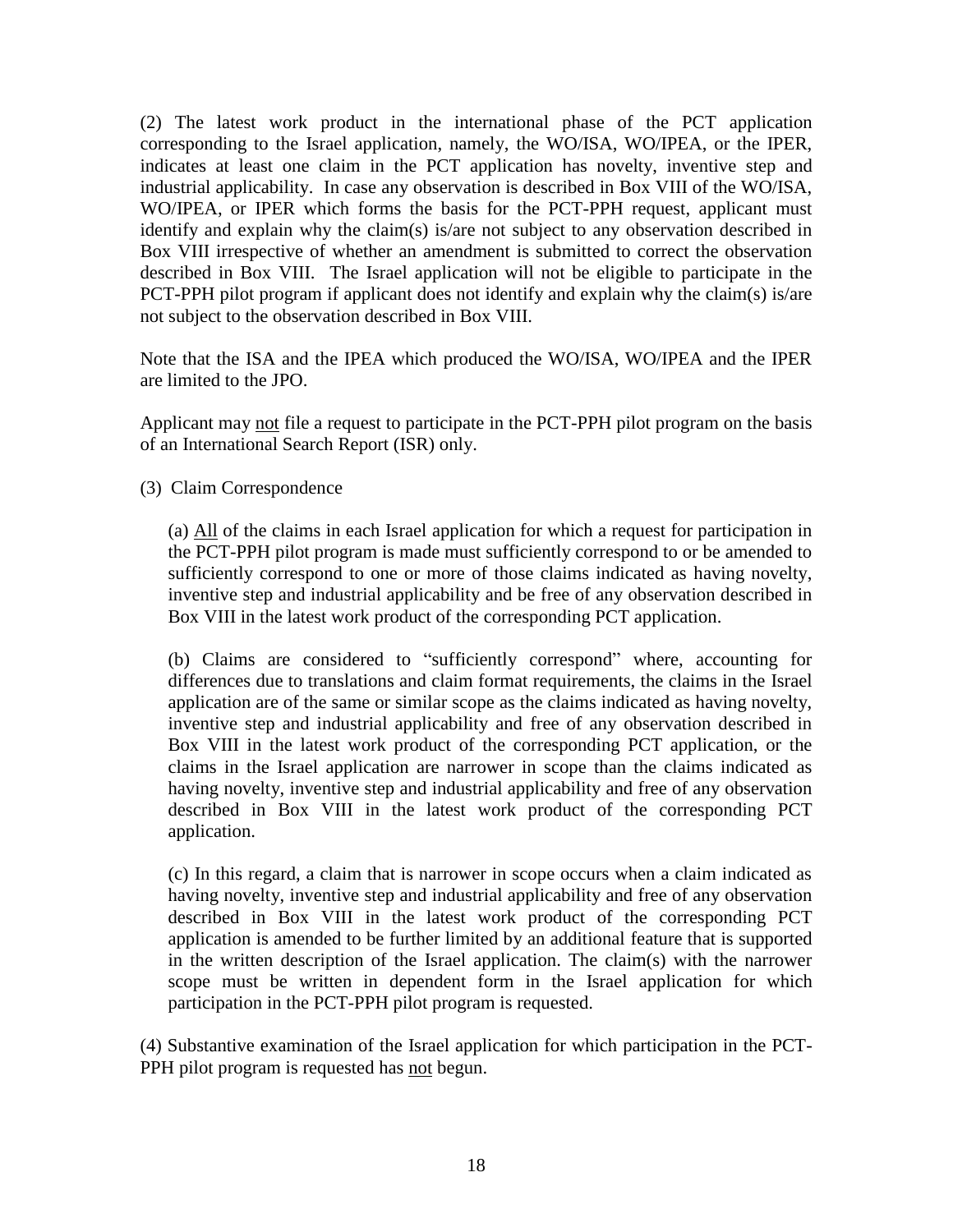(2) The latest work product in the international phase of the PCT application corresponding to the Israel application, namely, the WO/ISA, WO/IPEA, or the IPER, indicates at least one claim in the PCT application has novelty, inventive step and industrial applicability. In case any observation is described in Box VIII of the WO/ISA, WO/IPEA, or IPER which forms the basis for the PCT-PPH request, applicant must identify and explain why the claim(s) is/are not subject to any observation described in Box VIII irrespective of whether an amendment is submitted to correct the observation described in Box VIII. The Israel application will not be eligible to participate in the PCT-PPH pilot program if applicant does not identify and explain why the claim(s) is/are not subject to the observation described in Box VIII.

Note that the ISA and the IPEA which produced the WO/ISA, WO/IPEA and the IPER are limited to the JPO.

Applicant may <u>not</u> file a request to participate in the PCT-PPH pilot program on the basis of an International Search Report (ISR) only.

(3) Claim Correspondence

(a) <u>All</u> of the claims in each Israel application for which a request for participation in the PCT-PPH pilot program is made must sufficiently correspond to or be amended to sufficiently correspond to one or more of those claims indicated as having novelty, inventive step and industrial applicability and be free of any observation described in Box VIII in the latest work product of the corresponding PCT application.

(b) Claims are considered to "sufficiently correspond" where, accounting for differences due to translations and claim format requirements, the claims in the Israel application are of the same or similar scope as the claims indicated as having novelty, inventive step and industrial applicability and free of any observation described in Box VIII in the latest work product of the corresponding PCT application, or the claims in the Israel application are narrower in scope than the claims indicated as having novelty, inventive step and industrial applicability and free of any observation described in Box VIII in the latest work product of the corresponding PCT application.

(c) In this regard, a claim that is narrower in scope occurs when a claim indicated as having novelty, inventive step and industrial applicability and free of any observation described in Box VIII in the latest work product of the corresponding PCT application is amended to be further limited by an additional feature that is supported in the written description of the Israel application. The claim(s) with the narrower scope must be written in dependent form in the Israel application for which participation in the PCT-PPH pilot program is requested.

(4) Substantive examination of the Israel application for which participation in the PCT-PPH pilot program is requested has <u>not</u> begun.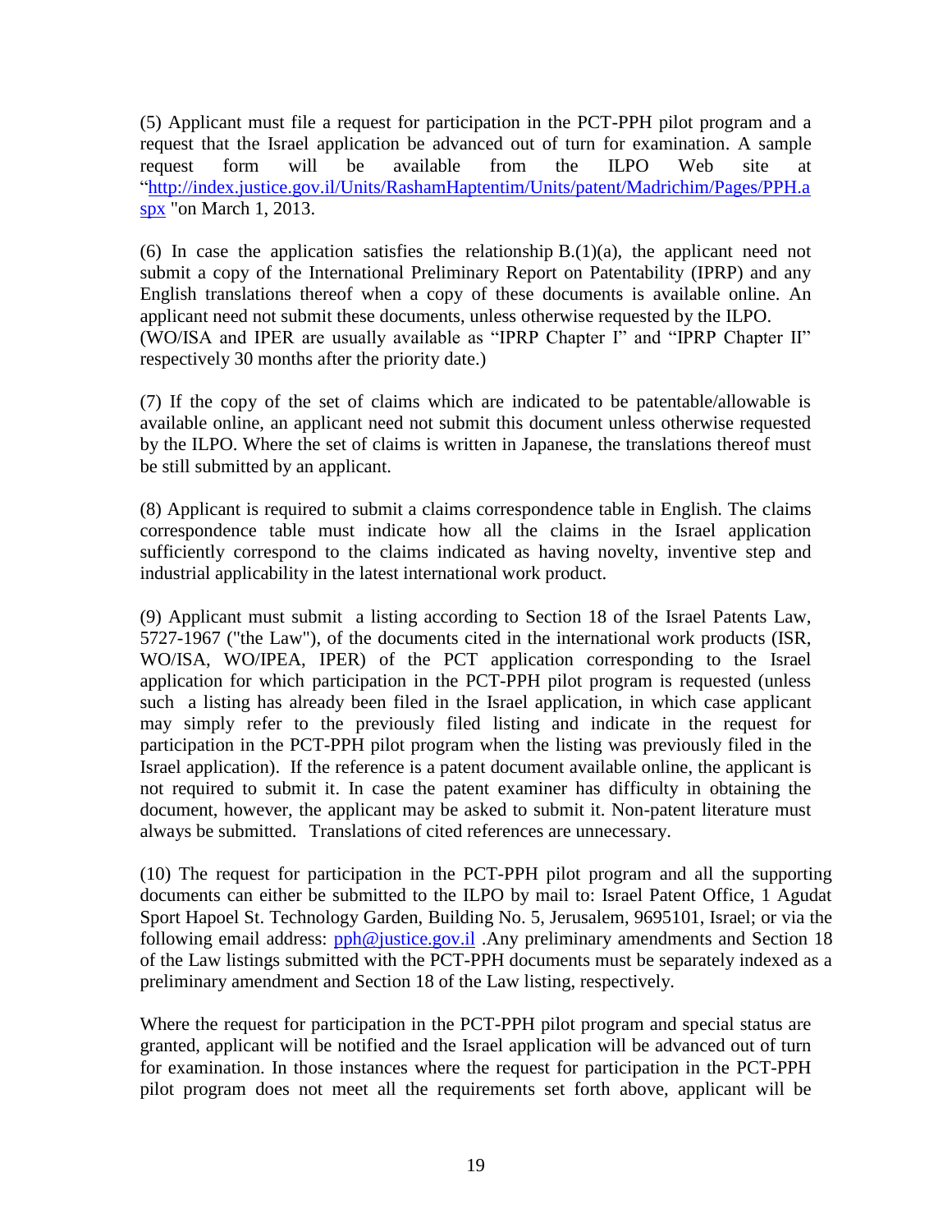(5) Applicant must file a request for participation in the PCT-PPH pilot program and a request that the Israel application be advanced out of turn for examination. A sample request form will be available from the ILPO Web site at "[http://index.justice.gov.il/Units/RashamHaptentim/Units/patent/Madrichim/Pages/PPH.aspx](http://index.justice.gov.il/Units/RashamHaptentim/Units/patent/Madrichim/Pages/PPH.aspx) "on March 1, 2013.

(6) In case the application satisfies the relationship B.(1)(a), the applicant need not submit a copy of the International Preliminary Report on Patentability (IPRP) and any English translations thereof when a copy of these documents is available online. An applicant need not submit these documents, unless otherwise requested by the ILPO. (WO/ISA and IPER are usually available as "IPRP Chapter I" and "IPRP Chapter II" respectively 30 months after the priority date.)

(7) If the copy of the set of claims which are indicated to be patentable/allowable is available online, an applicant need not submit this document unless otherwise requested by the ILPO. Where the set of claims is written in Japanese, the translations thereof must be still submitted by an applicant.

(8) Applicant is required to submit a claims correspondence table in English. The claims correspondence table must indicate how all the claims in the Israel application sufficiently correspond to the claims indicated as having novelty, inventive step and industrial applicability in the latest international work product.

(9) Applicant must submit a listing according to Section 18 of the Israel Patents Law, 5727-1967 ("the Law"), of the documents cited in the international work products (ISR, WO/ISA, WO/IPEA, IPER) of the PCT application corresponding to the Israel application for which participation in the PCT-PPH pilot program is requested (unless such a listing has already been filed in the Israel application, in which case applicant may simply refer to the previously filed listing and indicate in the request for participation in the PCT-PPH pilot program when the listing was previously filed in the Israel application). If the reference is a patent document available online, the applicant is not required to submit it. In case the patent examiner has difficulty in obtaining the document, however, the applicant may be asked to submit it. Non-patent literature must always be submitted. Translations of cited references are unnecessary.

(10) The request for participation in the PCT-PPH pilot program and all the supporting documents can either be submitted to the ILPO by mail to: Israel Patent Office, 1 Agudat Sport Hapoel St. Technology Garden, Building No. 5, Jerusalem, 9695101, Israel; or via the following email address: [pph@justice.gov.il](mailto:pph@justice.gov.il) .Any preliminary amendments and Section 18 of the Law listings submitted with the PCT-PPH documents must be separately indexed as a preliminary amendment and Section 18 of the Law listing, respectively.

Where the request for participation in the PCT-PPH pilot program and special status are granted, applicant will be notified and the Israel application will be advanced out of turn for examination. In those instances where the request for participation in the PCT-PPH pilot program does not meet all the requirements set forth above, applicant will be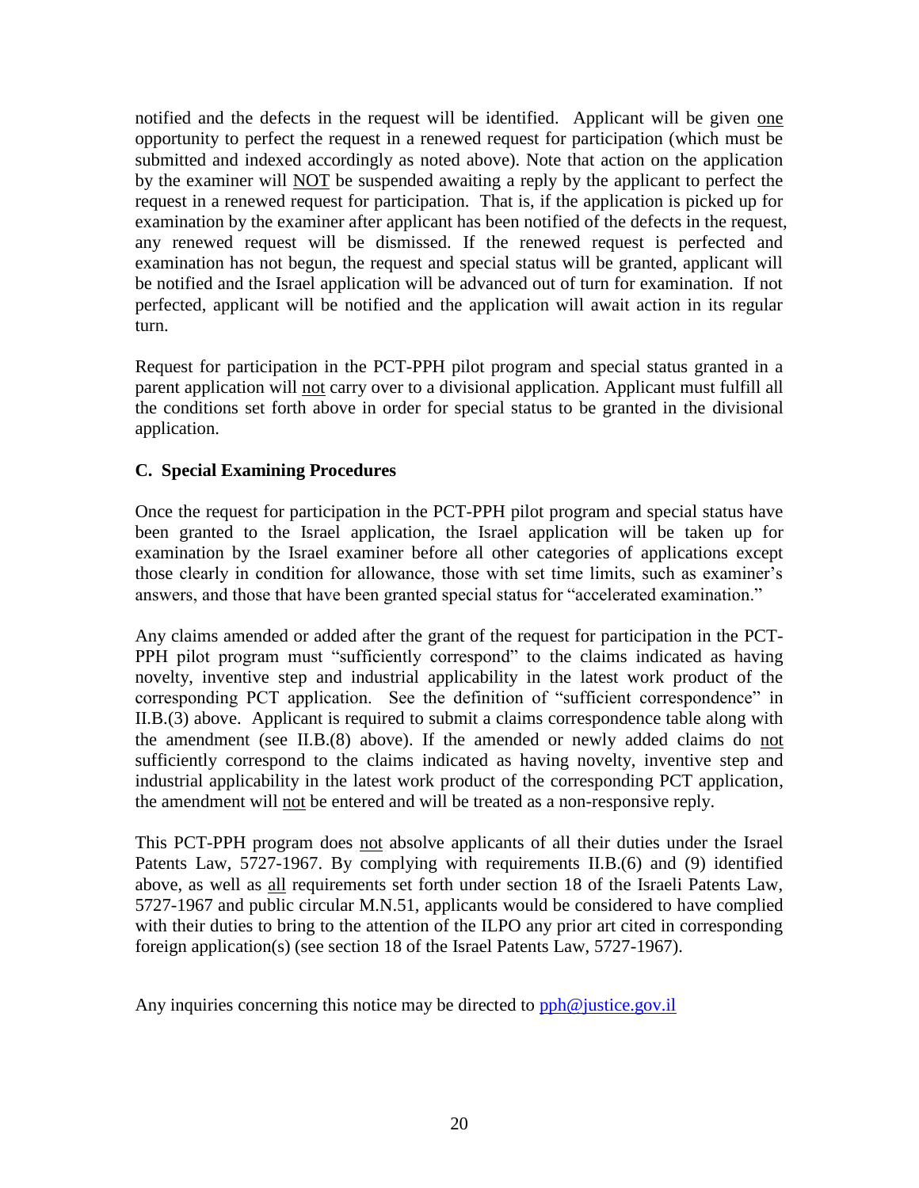notified and the defects in the request will be identified. Applicant will be given one opportunity to perfect the request in a renewed request for participation (which must be submitted and indexed accordingly as noted above). Note that action on the application by the examiner will NOT be suspended awaiting a reply by the applicant to perfect the request in a renewed request for participation. That is, if the application is picked up for examination by the examiner after applicant has been notified of the defects in the request, any renewed request will be dismissed. If the renewed request is perfected and examination has not begun, the request and special status will be granted, applicant will be notified and the Israel application will be advanced out of turn for examination. If not perfected, applicant will be notified and the application will await action in its regular turn.

Request for participation in the PCT-PPH pilot program and special status granted in a parent application will not carry over to a divisional application. Applicant must fulfill all the conditions set forth above in order for special status to be granted in the divisional application.

### C. Special Examining Procedures

Once the request for participation in the PCT-PPH pilot program and special status have been granted to the Israel application, the Israel application will be taken up for examination by the Israel examiner before all other categories of applications except those clearly in condition for allowance, those with set time limits, such as examiner's answers, and those that have been granted special status for "accelerated examination."

Any claims amended or added after the grant of the request for participation in the PCT-PPH pilot program must "sufficiently correspond" to the claims indicated as having novelty, inventive step and industrial applicability in the latest work product of the corresponding PCT application. See the definition of "sufficient correspondence" in II.B.(3) above. Applicant is required to submit a claims correspondence table along with the amendment (see II.B.(8) above). If the amended or newly added claims do not sufficiently correspond to the claims indicated as having novelty, inventive step and industrial applicability in the latest work product of the corresponding PCT application, the amendment will not be entered and will be treated as a non-responsive reply.

This PCT-PPH program does not absolve applicants of all their duties under the Israel Patents Law, 5727-1967. By complying with requirements II.B.(6) and (9) identified above, as well as all requirements set forth under section 18 of the Israeli Patents Law, 5727-1967 and public circular M.N.51, applicants would be considered to have complied with their duties to bring to the attention of the ILPO any prior art cited in corresponding foreign application(s) (see section 18 of the Israel Patents Law, 5727-1967).

Any inquiries concerning this notice may be directed to pph@justice.gov.il